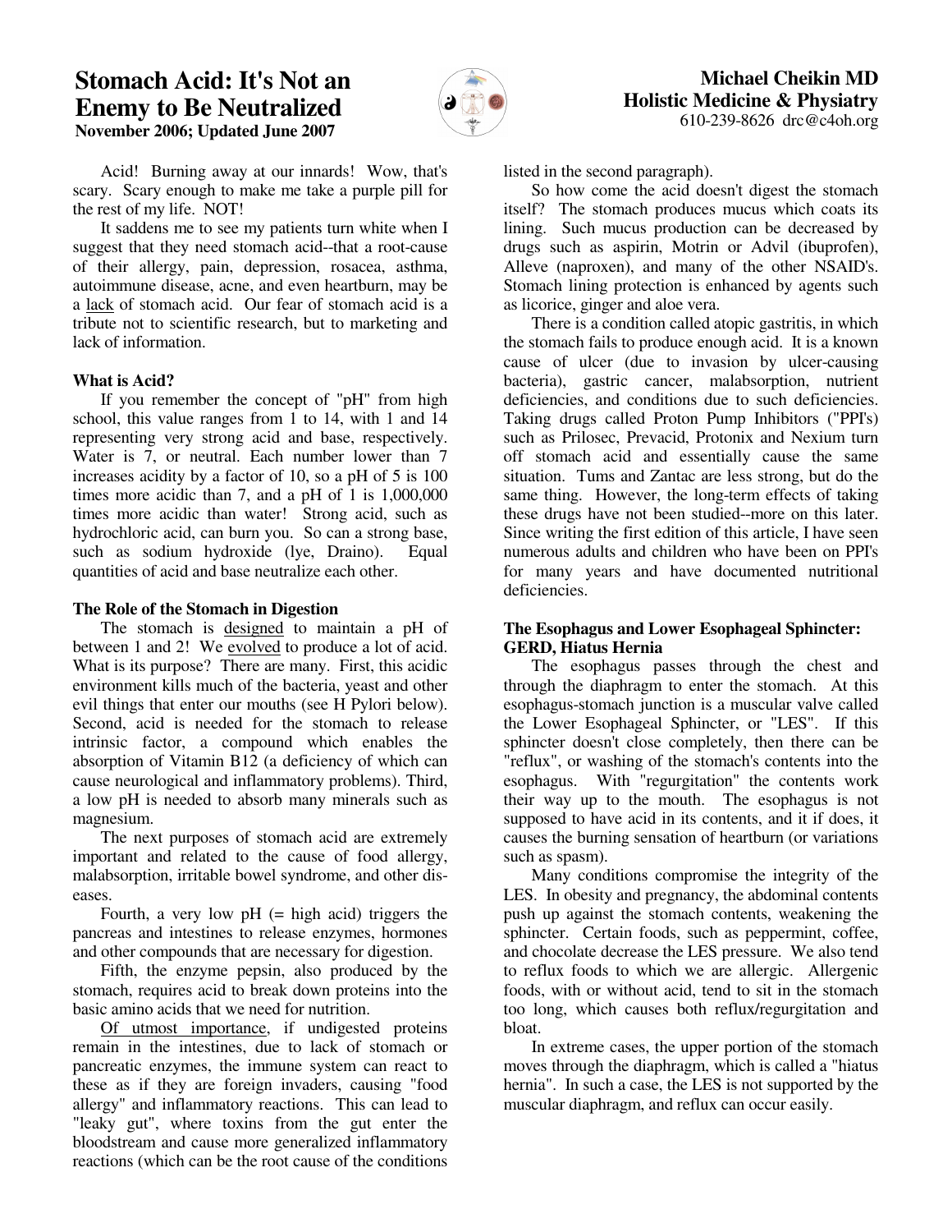# Stomach Acid: It's Not an Enemy to Be Neutralized

**November 2006; Updated June 2007**

**Michael Cheikin MD**
**Holistic Medicine & Physiatry**
610-239-8626 drc@c4oh.org

Acid! Burning away at our innards! Wow, that's scary. Scary enough to make me take a purple pill for the rest of my life. NOT!

It saddens me to see my patients turn white when I suggest that they need stomach acid--that a root-cause of their allergy, pain, depression, rosacea, asthma, autoimmune disease, acne, and even heartburn, may be a lack of stomach acid. Our fear of stomach acid is a tribute not to scientific research, but to marketing and lack of information.

### What is Acid?

If you remember the concept of "pH" from high school, this value ranges from 1 to 14, with 1 and 14 representing very strong acid and base, respectively. Water is 7, or neutral. Each number lower than 7 increases acidity by a factor of 10, so a pH of 5 is 100 times more acidic than 7, and a pH of 1 is 1,000,000 times more acidic than water! Strong acid, such as hydrochloric acid, can burn you. So can a strong base, such as sodium hydroxide (lye, Draino). Equal quantities of acid and base neutralize each other.

### The Role of the Stomach in Digestion

The stomach is designed to maintain a pH of between 1 and 2! We evolved to produce a lot of acid. What is its purpose? There are many. First, this acidic environment kills much of the bacteria, yeast and other evil things that enter our mouths (see H Pylori below). Second, acid is needed for the stomach to release intrinsic factor, a compound which enables the absorption of Vitamin B12 (a deficiency of which can cause neurological and inflammatory problems). Third, a low pH is needed to absorb many minerals such as magnesium.

The next purposes of stomach acid are extremely important and related to the cause of food allergy, malabsorption, irritable bowel syndrome, and other diseases.

Fourth, a very low pH (= high acid) triggers the pancreas and intestines to release enzymes, hormones and other compounds that are necessary for digestion.

Fifth, the enzyme pepsin, also produced by the stomach, requires acid to break down proteins into the basic amino acids that we need for nutrition.

Of utmost importance, if undigested proteins remain in the intestines, due to lack of stomach or pancreatic enzymes, the immune system can react to these as if they are foreign invaders, causing "food allergy" and inflammatory reactions. This can lead to "leaky gut", where toxins from the gut enter the bloodstream and cause more generalized inflammatory reactions (which can be the root cause of the conditions listed in the second paragraph).

So how come the acid doesn't digest the stomach itself? The stomach produces mucus which coats its lining. Such mucus production can be decreased by drugs such as aspirin, Motrin or Advil (ibuprofen), Alleve (naproxen), and many of the other NSAID's. Stomach lining protection is enhanced by agents such as licorice, ginger and aloe vera.

There is a condition called atopic gastritis, in which the stomach fails to produce enough acid. It is a known cause of ulcer (due to invasion by ulcer-causing bacteria), gastric cancer, malabsorption, nutrient deficiencies, and conditions due to such deficiencies. Taking drugs called Proton Pump Inhibitors ("PPI's) such as Prilosec, Prevacid, Protonix and Nexium turn off stomach acid and essentially cause the same situation. Tums and Zantac are less strong, but do the same thing. However, the long-term effects of taking these drugs have not been studied--more on this later. Since writing the first edition of this article, I have seen numerous adults and children who have been on PPI's for many years and have documented nutritional deficiencies.

### The Esophagus and Lower Esophageal Sphincter: GERD, Hiatus Hernia

The esophagus passes through the chest and through the diaphragm to enter the stomach. At this esophagus-stomach junction is a muscular valve called the Lower Esophageal Sphincter, or "LES". If this sphincter doesn't close completely, then there can be "reflux", or washing of the stomach's contents into the esophagus. With "regurgitation" the contents work their way up to the mouth. The esophagus is not supposed to have acid in its contents, and it if does, it causes the burning sensation of heartburn (or variations such as spasm).

Many conditions compromise the integrity of the LES. In obesity and pregnancy, the abdominal contents push up against the stomach contents, weakening the sphincter. Certain foods, such as peppermint, coffee, and chocolate decrease the LES pressure. We also tend to reflux foods to which we are allergic. Allergenic foods, with or without acid, tend to sit in the stomach too long, which causes both reflux/regurgitation and bloat.

In extreme cases, the upper portion of the stomach moves through the diaphragm, which is called a "hiatus hernia". In such a case, the LES is not supported by the muscular diaphragm, and reflux can occur easily.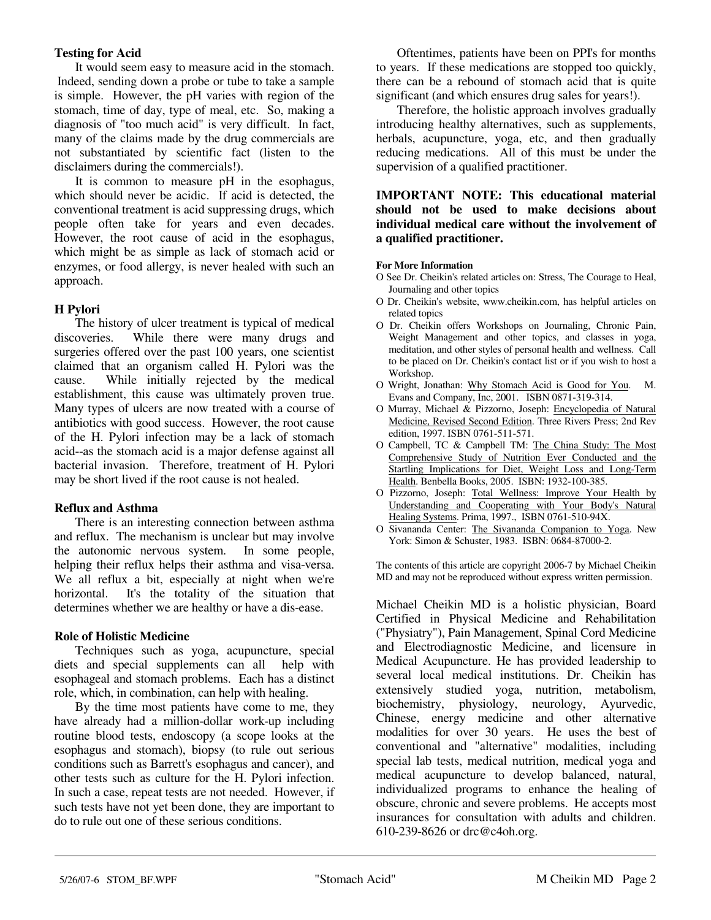## Testing for Acid

It would seem easy to measure acid in the stomach. Indeed, sending down a probe or tube to take a sample is simple. However, the pH varies with region of the stomach, time of day, type of meal, etc. So, making a diagnosis of "too much acid" is very difficult. In fact, many of the claims made by the drug commercials are not substantiated by scientific fact (listen to the disclaimers during the commercials!).

It is common to measure pH in the esophagus, which should never be acidic. If acid is detected, the conventional treatment is acid suppressing drugs, which people often take for years and even decades. However, the root cause of acid in the esophagus, which might be as simple as lack of stomach acid or enzymes, or food allergy, is never healed with such an approach.

## H Pylori

The history of ulcer treatment is typical of medical discoveries. While there were many drugs and surgeries offered over the past 100 years, one scientist claimed that an organism called H. Pylori was the cause. While initially rejected by the medical establishment, this cause was ultimately proven true. Many types of ulcers are now treated with a course of antibiotics with good success. However, the root cause of the H. Pylori infection may be a lack of stomach acid--as the stomach acid is a major defense against all bacterial invasion. Therefore, treatment of H. Pylori may be short lived if the root cause is not healed.

## Reflux and Asthma

There is an interesting connection between asthma and reflux. The mechanism is unclear but may involve the autonomic nervous system. In some people, helping their reflux helps their asthma and visa-versa. We all reflux a bit, especially at night when we're horizontal. It's the totality of the situation that determines whether we are healthy or have a dis-ease.

## Role of Holistic Medicine

Techniques such as yoga, acupuncture, special diets and special supplements can all help with esophageal and stomach problems. Each has a distinct role, which, in combination, can help with healing.

By the time most patients have come to me, they have already had a million-dollar work-up including routine blood tests, endoscopy (a scope looks at the esophagus and stomach), biopsy (to rule out serious conditions such as Barrett's esophagus and cancer), and other tests such as culture for the H. Pylori infection. In such a case, repeat tests are not needed. However, if such tests have not yet been done, they are important to do to rule out one of these serious conditions.

Oftentimes, patients have been on PPI's for months to years. If these medications are stopped too quickly, there can be a rebound of stomach acid that is quite significant (and which ensures drug sales for years!).

Therefore, the holistic approach involves gradually introducing healthy alternatives, such as supplements, herbals, acupuncture, yoga, etc, and then gradually reducing medications. All of this must be under the supervision of a qualified practitioner.

**IMPORTANT NOTE: This educational material should not be used to make decisions about individual medical care without the involvement of a qualified practitioner.**

**For More Information**

- See Dr. Cheikin's related articles on: Stress, The Courage to Heal, Journaling and other topics
- Dr. Cheikin's website, www.cheikin.com, has helpful articles on related topics
- Dr. Cheikin offers Workshops on Journaling, Chronic Pain, Weight Management and other topics, and classes in yoga, meditation, and other styles of personal health and wellness. Call to be placed on Dr. Cheikin's contact list or if you wish to host a Workshop.
- Wright, Jonathan: Why Stomach Acid is Good for You. M. Evans and Company, Inc, 2001. ISBN 0871-319-314.
- Murray, Michael & Pizzorno, Joseph: Encyclopedia of Natural Medicine, Revised Second Edition. Three Rivers Press; 2nd Rev edition, 1997. ISBN 0761-511-571.
- Campbell, TC & Campbell TM: The China Study: The Most Comprehensive Study of Nutrition Ever Conducted and the Startling Implications for Diet, Weight Loss and Long-Term Health. Benbella Books, 2005. ISBN: 1932-100-385.
- Pizzorno, Joseph: Total Wellness: Improve Your Health by Understanding and Cooperating with Your Body's Natural Healing Systems. Prima, 1997., ISBN 0761-510-94X.
- Sivananda Center: The Sivananda Companion to Yoga. New York: Simon & Schuster, 1983. ISBN: 0684-87000-2.

The contents of this article are copyright 2006-7 by Michael Cheikin MD and may not be reproduced without express written permission.

Michael Cheikin MD is a holistic physician, Board Certified in Physical Medicine and Rehabilitation ("Physiatry"), Pain Management, Spinal Cord Medicine and Electrodiagnostic Medicine, and licensure in Medical Acupuncture. He has provided leadership to several local medical institutions. Dr. Cheikin has extensively studied yoga, nutrition, metabolism, biochemistry, physiology, neurology, Ayurvedic, Chinese, energy medicine and other alternative modalities for over 30 years. He uses the best of conventional and "alternative" modalities, including special lab tests, medical nutrition, medical yoga and medical acupuncture to develop balanced, natural, individualized programs to enhance the healing of obscure, chronic and severe problems. He accepts most insurances for consultation with adults and children. 610-239-8626 or drc@c4oh.org.